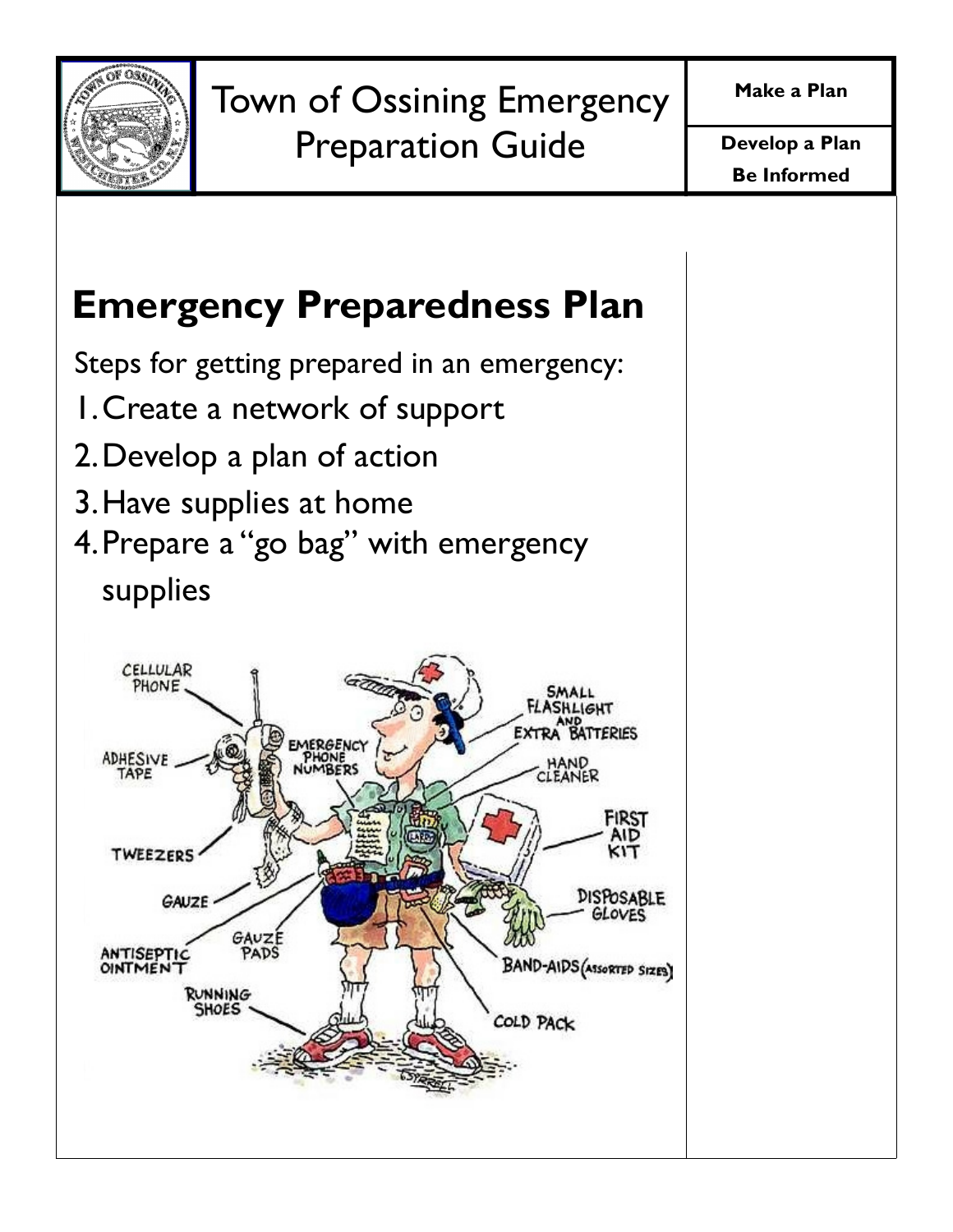# Town of Ossining Emergency Preparation Guide

**Make a Plan**

**Develop a Plan**

**Be Informed**

## Emergency Preparedness Plan

Steps for getting prepared in an emergency:

1. Create a network of support
2. Develop a plan of action
3. Have supplies at home
4. Prepare a "go bag" with emergency supplies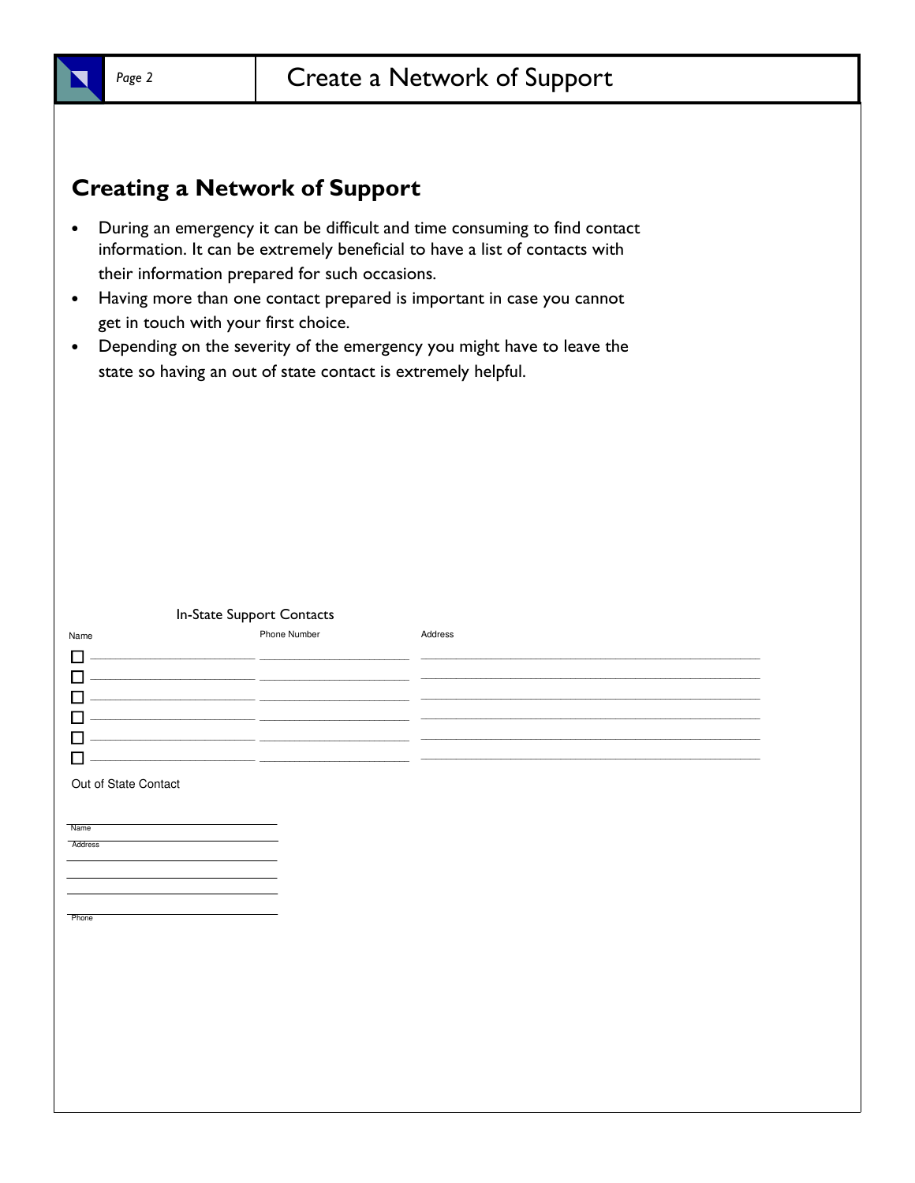## Creating a Network of Support

- During an emergency it can be difficult and time consuming to find contact information. It can be extremely beneficial to have a list of contacts with their information prepared for such occasions.
- Having more than one contact prepared is important in case you cannot get in touch with your first choice.
- Depending on the severity of the emergency you might have to leave the state so having an out of state contact is extremely helpful.

In-State Support Contacts

| Name | Phone Number | Address |
| --- | --- | --- |
| ☐ | | |
| ☐ | | |
| ☐ | | |
| ☐ | | |
| ☐ | | |
| ☐ | | |

Out of State Contact

Name ______________________

Address ______________________

______________________

______________________

______________________

Phone ______________________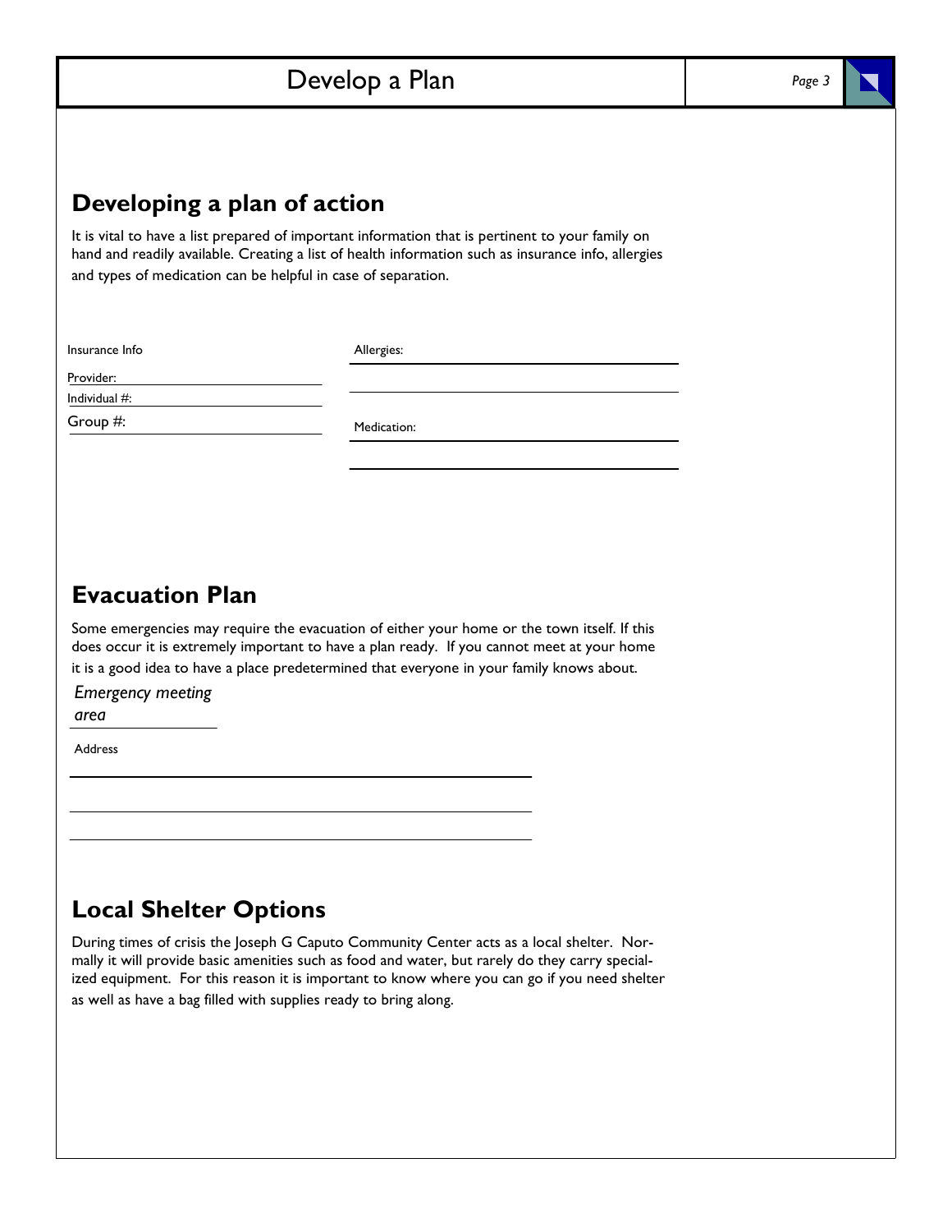# Develop a Plan

## Developing a plan of action

It is vital to have a list prepared of important information that is pertinent to your family on hand and readily available. Creating a list of health information such as insurance info, allergies and types of medication can be helpful in case of separation.

Insurance Info

Provider: ____________________

Individual #: ____________________

Group #: ____________________

Allergies: ____________________

____________________

Medication: ____________________

____________________

## Evacuation Plan

Some emergencies may require the evacuation of either your home or the town itself. If this does occur it is extremely important to have a plan ready. If you cannot meet at your home it is a good idea to have a place predetermined that everyone in your family knows about.

*Emergency meeting area*

Address

____________________

____________________

____________________

## Local Shelter Options

During times of crisis the Joseph G Caputo Community Center acts as a local shelter. Normally it will provide basic amenities such as food and water, but rarely do they carry specialized equipment. For this reason it is important to know where you can go if you need shelter as well as have a bag filled with supplies ready to bring along.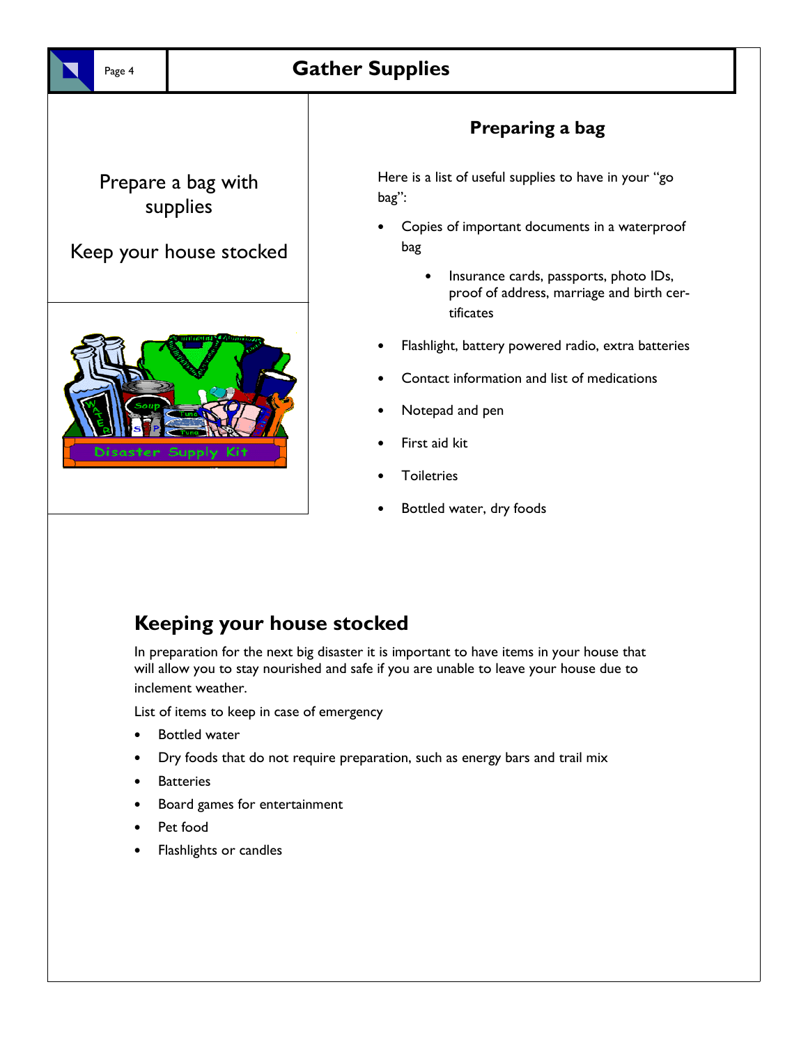# Gather Supplies

Prepare a bag with supplies

Keep your house stocked

## Preparing a bag

Here is a list of useful supplies to have in your "go bag":

- Copies of important documents in a waterproof bag
    - Insurance cards, passports, photo IDs, proof of address, marriage and birth certificates
- Flashlight, battery powered radio, extra batteries
- Contact information and list of medications
- Notepad and pen
- First aid kit
- Toiletries
- Bottled water, dry foods

## Keeping your house stocked

In preparation for the next big disaster it is important to have items in your house that will allow you to stay nourished and safe if you are unable to leave your house due to inclement weather.

List of items to keep in case of emergency

- Bottled water
- Dry foods that do not require preparation, such as energy bars and trail mix
- Batteries
- Board games for entertainment
- Pet food
- Flashlights or candles